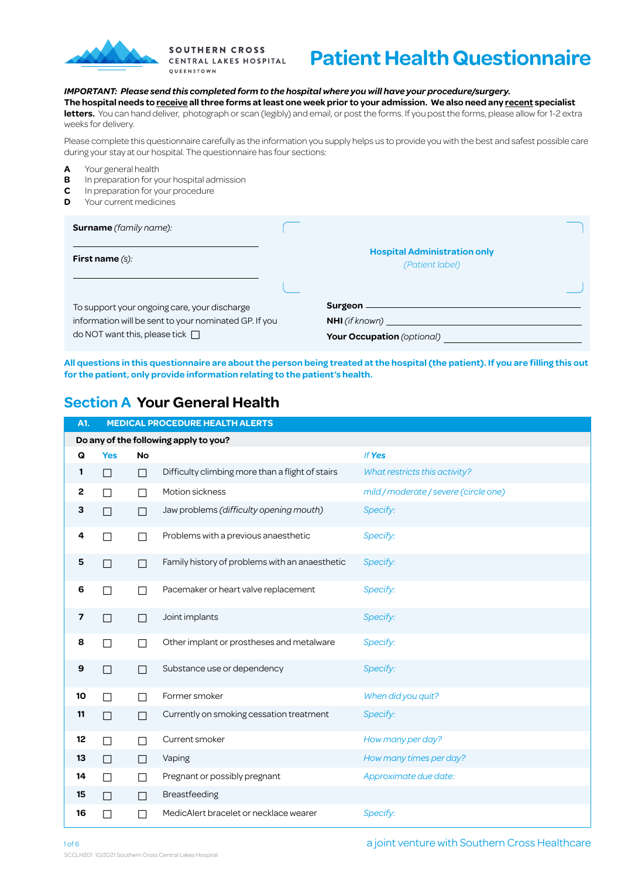SOUTHERN CROSS
CENTRAL LAKES HOSPITAL
QUEENSTOWN

# Patient Health Questionnaire

***IMPORTANT: Please send this completed form to the hospital where you will have your procedure/surgery.***
**The hospital needs to receive all three forms at least one week prior to your admission. We also need any recent specialist letters.** You can hand deliver, photograph or scan (legibly) and email, or post the forms. If you post the forms, please allow for 1-2 extra weeks for delivery.

Please complete this questionnaire carefully as the information you supply helps us to provide you with the best and safest possible care during your stay at our hospital. The questionnaire has four sections:

- **A** Your general health
- **B** In preparation for your hospital admission
- **C** In preparation for your procedure
- **D** Your current medicines

**Surname** *(family name)*: ____________________

**First name** *(s)*: ____________________

**Hospital Administration only**
*(Patient label)*

To support your ongoing care, your discharge information will be sent to your nominated GP. If you do NOT want this, please tick ☐

**Surgeon** ____________________

**NHI** *(if known)* ____________________

**Your Occupation** *(optional)* ____________________

**All questions in this questionnaire are about the person being treated at the hospital (the patient). If you are filling this out for the patient, only provide information relating to the patient's health.**

## Section A Your General Health

**A1. MEDICAL PROCEDURE HEALTH ALERTS**

**Do any of the following apply to you?**

| Q | Yes | No | | *If Yes* |
|---|---|---|---|---|
| 1 | ☐ | ☐ | Difficulty climbing more than a flight of stairs | *What restricts this activity?* |
| 2 | ☐ | ☐ | Motion sickness | *mild / moderate / severe (circle one)* |
| 3 | ☐ | ☐ | Jaw problems *(difficulty opening mouth)* | *Specify:* |
| 4 | ☐ | ☐ | Problems with a previous anaesthetic | *Specify:* |
| 5 | ☐ | ☐ | Family history of problems with an anaesthetic | *Specify:* |
| 6 | ☐ | ☐ | Pacemaker or heart valve replacement | *Specify:* |
| 7 | ☐ | ☐ | Joint implants | *Specify:* |
| 8 | ☐ | ☐ | Other implant or prostheses and metalware | *Specify:* |
| 9 | ☐ | ☐ | Substance use or dependency | *Specify:* |
| 10 | ☐ | ☐ | Former smoker | *When did you quit?* |
| 11 | ☐ | ☐ | Currently on smoking cessation treatment | *Specify:* |
| 12 | ☐ | ☐ | Current smoker | *How many per day?* |
| 13 | ☐ | ☐ | Vaping | *How many times per day?* |
| 14 | ☐ | ☐ | Pregnant or possibly pregnant | *Approximate due date:* |
| 15 | ☐ | ☐ | Breastfeeding | |
| 16 | ☐ | ☐ | MedicAlert bracelet or necklace wearer | *Specify:* |

a joint venture with Southern Cross Healthcare

SCCLH201 10/2021 Southern Cross Central Lakes Hospital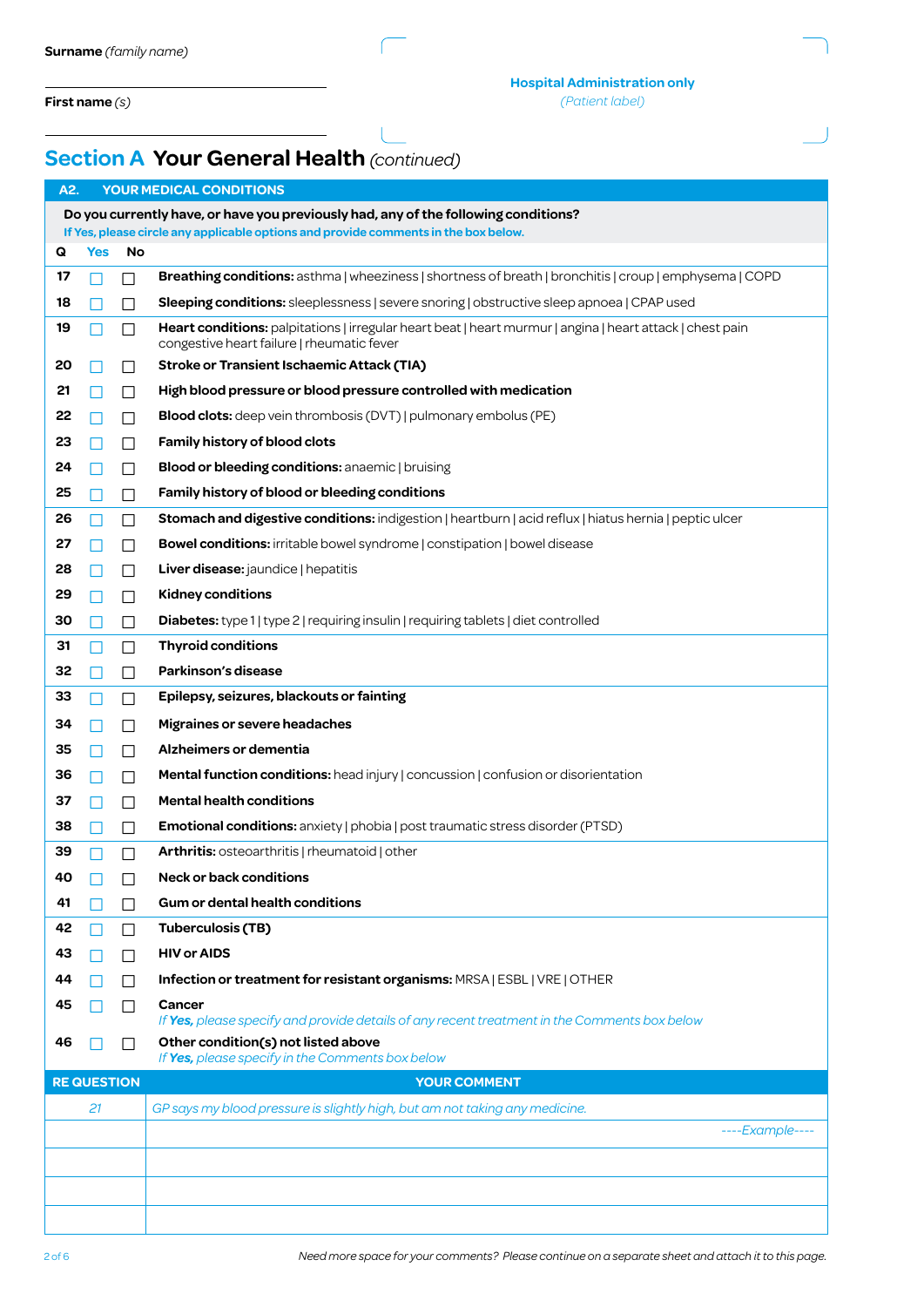**Surname** *(family name)*

**First name** *(s)*

**Hospital Administration only**
*(Patient label)*

## Section A Your General Health *(continued)*

### A2. YOUR MEDICAL CONDITIONS

**Do you currently have, or have you previously had, any of the following conditions?**
*If Yes, please circle any applicable options and provide comments in the box below.*

| Q | Yes | No | |
|---|---|---|---|
| 17 | ☐ | ☐ | **Breathing conditions:** asthma \| wheeziness \| shortness of breath \| bronchitis \| croup \| emphysema \| COPD |
| 18 | ☐ | ☐ | **Sleeping conditions:** sleeplessness \| severe snoring \| obstructive sleep apnoea \| CPAP used |
| 19 | ☐ | ☐ | **Heart conditions:** palpitations \| irregular heart beat \| heart murmur \| angina \| heart attack \| chest pain congestive heart failure \| rheumatic fever |
| 20 | ☐ | ☐ | **Stroke or Transient Ischaemic Attack (TIA)** |
| 21 | ☐ | ☐ | **High blood pressure or blood pressure controlled with medication** |
| 22 | ☐ | ☐ | **Blood clots:** deep vein thrombosis (DVT) \| pulmonary embolus (PE) |
| 23 | ☐ | ☐ | **Family history of blood clots** |
| 24 | ☐ | ☐ | **Blood or bleeding conditions:** anaemic \| bruising |
| 25 | ☐ | ☐ | **Family history of blood or bleeding conditions** |
| 26 | ☐ | ☐ | **Stomach and digestive conditions:** indigestion \| heartburn \| acid reflux \| hiatus hernia \| peptic ulcer |
| 27 | ☐ | ☐ | **Bowel conditions:** irritable bowel syndrome \| constipation \| bowel disease |
| 28 | ☐ | ☐ | **Liver disease:** jaundice \| hepatitis |
| 29 | ☐ | ☐ | **Kidney conditions** |
| 30 | ☐ | ☐ | **Diabetes:** type 1 \| type 2 \| requiring insulin \| requiring tablets \| diet controlled |
| 31 | ☐ | ☐ | **Thyroid conditions** |
| 32 | ☐ | ☐ | **Parkinson's disease** |
| 33 | ☐ | ☐ | **Epilepsy, seizures, blackouts or fainting** |
| 34 | ☐ | ☐ | **Migraines or severe headaches** |
| 35 | ☐ | ☐ | **Alzheimers or dementia** |
| 36 | ☐ | ☐ | **Mental function conditions:** head injury \| concussion \| confusion or disorientation |
| 37 | ☐ | ☐ | **Mental health conditions** |
| 38 | ☐ | ☐ | **Emotional conditions:** anxiety \| phobia \| post traumatic stress disorder (PTSD) |
| 39 | ☐ | ☐ | **Arthritis:** osteoarthritis \| rheumatoid \| other |
| 40 | ☐ | ☐ | **Neck or back conditions** |
| 41 | ☐ | ☐ | **Gum or dental health conditions** |
| 42 | ☐ | ☐ | **Tuberculosis (TB)** |
| 43 | ☐ | ☐ | **HIV or AIDS** |
| 44 | ☐ | ☐ | **Infection or treatment for resistant organisms:** MRSA \| ESBL \| VRE \| OTHER |
| 45 | ☐ | ☐ | **Cancer** *If **Yes,** please specify and provide details of any recent treatment in the Comments box below* |
| 46 | ☐ | ☐ | **Other condition(s) not listed above** *If **Yes,** please specify in the Comments box below* |

| RE QUESTION | YOUR COMMENT |
|---|---|
| *21* | *GP says my blood pressure is slightly high, but am not taking any medicine.* |
| | *----Example----* |
| | |
| | |
| | |

*Need more space for your comments? Please continue on a separate sheet and attach it to this page.*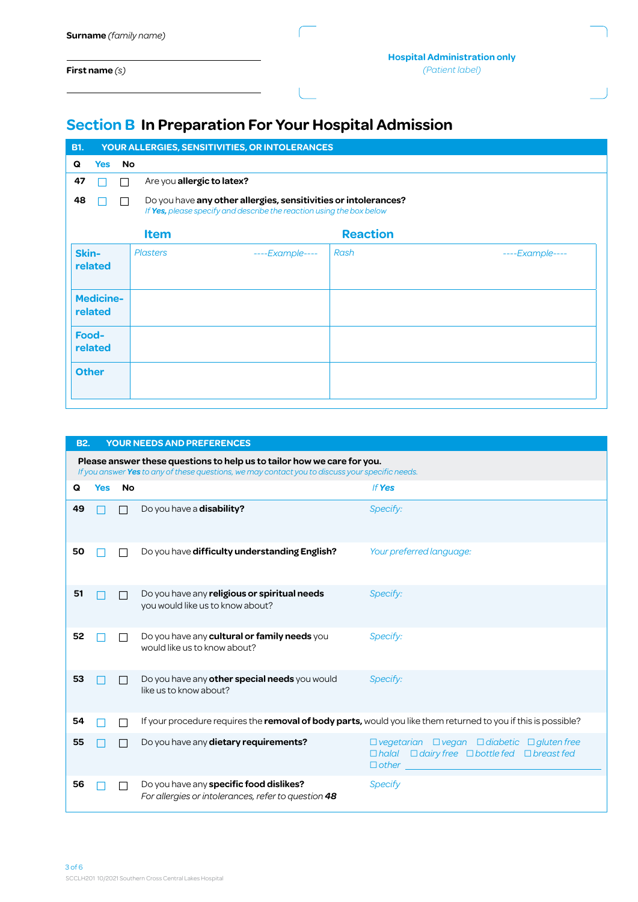**Surname** *(family name)*

**First name** *(s)*

**Hospital Administration only**
*(Patient label)*

## Section B In Preparation For Your Hospital Admission

### B1. YOUR ALLERGIES, SENSITIVITIES, OR INTOLERANCES

| Q | Yes | No | |
|---|---|---|---|
| 47 | ☐ | ☐ | Are you **allergic to latex?** |
| 48 | ☐ | ☐ | Do you have **any other allergies, sensitivities or intolerances?** *If **Yes,** please specify and describe the reaction using the box below* |

| | Item | Reaction |
|---|---|---|
| **Skin-related** | *Plasters ----Example----* | *Rash ----Example----* |
| **Medicine-related** | | |
| **Food-related** | | |
| **Other** | | |

### B2. YOUR NEEDS AND PREFERENCES

**Please answer these questions to help us to tailor how we care for you.**
*If you answer **Yes** to any of these questions, we may contact you to discuss your specific needs.*

| Q | Yes | No | | *If **Yes*** |
|---|---|---|---|---|
| 49 | ☐ | ☐ | Do you have a **disability?** | *Specify:* |
| 50 | ☐ | ☐ | Do you have **difficulty understanding English?** | *Your preferred language:* |
| 51 | ☐ | ☐ | Do you have any **religious or spiritual needs** you would like us to know about? | *Specify:* |
| 52 | ☐ | ☐ | Do you have any **cultural or family needs** you would like us to know about? | *Specify:* |
| 53 | ☐ | ☐ | Do you have any **other special needs** you would like us to know about? | *Specify:* |
| 54 | ☐ | ☐ | If your procedure requires the **removal of body parts,** would you like them returned to you if this is possible? | |
| 55 | ☐ | ☐ | Do you have any **dietary requirements?** | *☐ vegetarian ☐ vegan ☐ diabetic ☐ gluten free ☐ halal ☐ dairy free ☐ bottle fed ☐ breast fed ☐ other* ______ |
| 56 | ☐ | ☐ | Do you have any **specific food dislikes?** *For allergies or intolerances, refer to question **48*** | *Specify* |

SCCLH201 10/2021 Southern Cross Central Lakes Hospital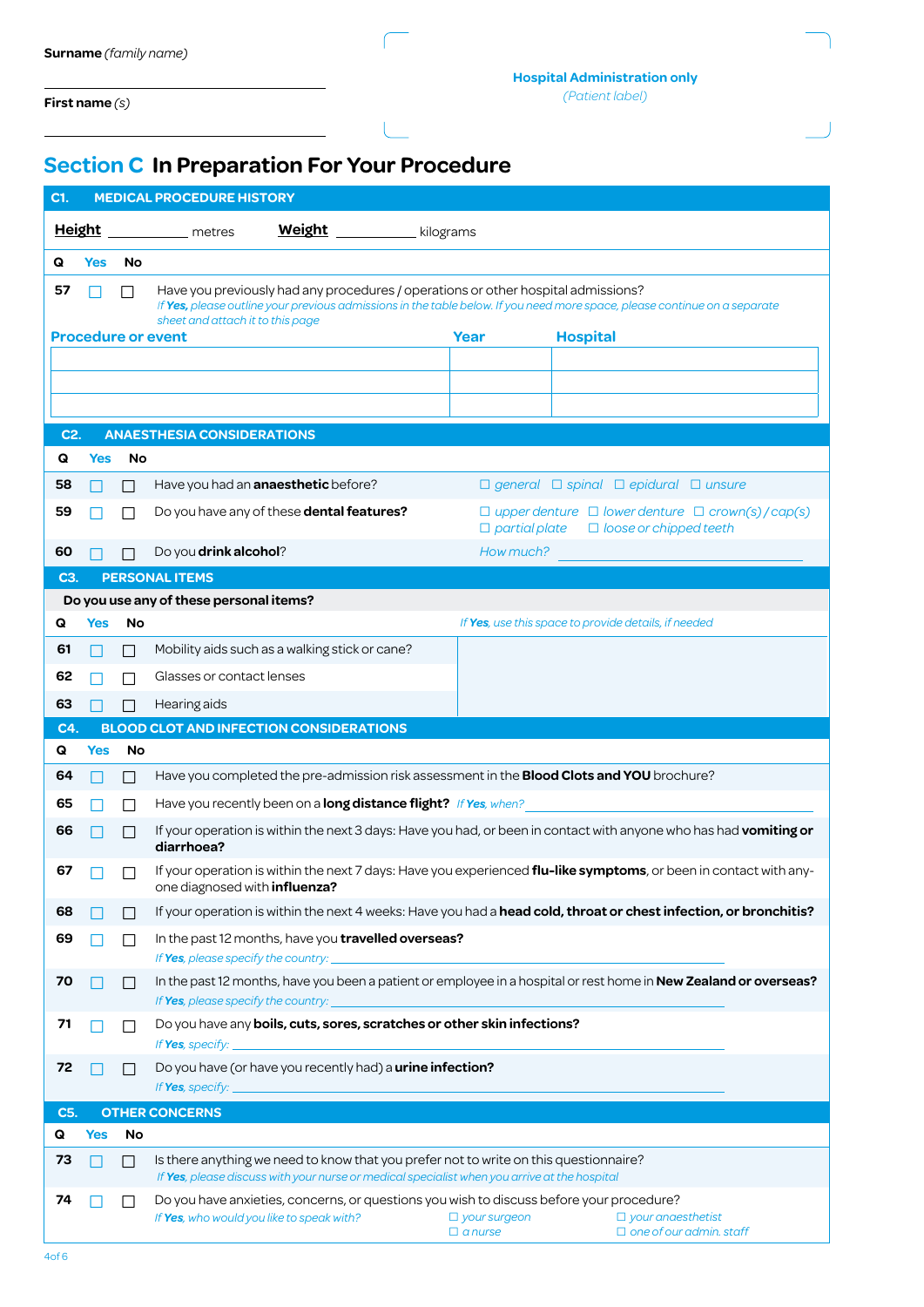**Surname** *(family name)*

**First name** *(s)*

**Hospital Administration only**
*(Patient label)*

## Section C In Preparation For Your Procedure

### C1. MEDICAL PROCEDURE HISTORY

**Height** ________ metres **Weight** ________ kilograms

| Q | Yes | No | |
|---|---|---|---|
| 57 | ☐ | ☐ | Have you previously had any procedures / operations or other hospital admissions? *If **Yes**, please outline your previous admissions in the table below. If you need more space, please continue on a separate sheet and attach it to this page* |

| Procedure or event | Year | Hospital |
|---|---|---|
| | | |
| | | |
| | | |

### C2. ANAESTHESIA CONSIDERATIONS

| Q | Yes | No | | |
|---|---|---|---|---|
| 58 | ☐ | ☐ | Have you had an **anaesthetic** before? | ☐ *general* ☐ *spinal* ☐ *epidural* ☐ *unsure* |
| 59 | ☐ | ☐ | Do you have any of these **dental features?** | ☐ *upper denture* ☐ *lower denture* ☐ *crown(s) / cap(s)* ☐ *partial plate* ☐ *loose or chipped teeth* |
| 60 | ☐ | ☐ | Do you **drink alcohol**? | *How much?* ________ |

### C3. PERSONAL ITEMS

**Do you use any of these personal items?**

| Q | Yes | No | | *If **Yes**, use this space to provide details, if needed* |
|---|---|---|---|---|
| 61 | ☐ | ☐ | Mobility aids such as a walking stick or cane? | |
| 62 | ☐ | ☐ | Glasses or contact lenses | |
| 63 | ☐ | ☐ | Hearing aids | |

### C4. BLOOD CLOT AND INFECTION CONSIDERATIONS

| Q | Yes | No | |
|---|---|---|---|
| 64 | ☐ | ☐ | Have you completed the pre-admission risk assessment in the **Blood Clots and YOU** brochure? |
| 65 | ☐ | ☐ | Have you recently been on a **long distance flight?** *If **Yes**, when?* ________ |
| 66 | ☐ | ☐ | If your operation is within the next 3 days: Have you had, or been in contact with anyone who has had **vomiting or diarrhoea?** |
| 67 | ☐ | ☐ | If your operation is within the next 7 days: Have you experienced **flu-like symptoms**, or been in contact with any-one diagnosed with **influenza?** |
| 68 | ☐ | ☐ | If your operation is within the next 4 weeks: Have you had a **head cold, throat or chest infection, or bronchitis?** |
| 69 | ☐ | ☐ | In the past 12 months, have you **travelled overseas?** *If **Yes**, please specify the country:* ________ |
| 70 | ☐ | ☐ | In the past 12 months, have you been a patient or employee in a hospital or rest home in **New Zealand or overseas?** *If **Yes**, please specify the country:* ________ |
| 71 | ☐ | ☐ | Do you have any **boils, cuts, sores, scratches or other skin infections?** *If **Yes**, specify:* ________ |
| 72 | ☐ | ☐ | Do you have (or have you recently had) a **urine infection?** *If **Yes**, specify:* ________ |

### C5. OTHER CONCERNS

| Q | Yes | No | |
|---|---|---|---|
| 73 | ☐ | ☐ | Is there anything we need to know that you prefer not to write on this questionnaire? *If **Yes**, please discuss with your nurse or medical specialist when you arrive at the hospital* |
| 74 | ☐ | ☐ | Do you have anxieties, concerns, or questions you wish to discuss before your procedure? *If **Yes**, who would you like to speak with?* ☐ *your surgeon* ☐ *your anaesthetist* ☐ *a nurse* ☐ *one of our admin. staff* |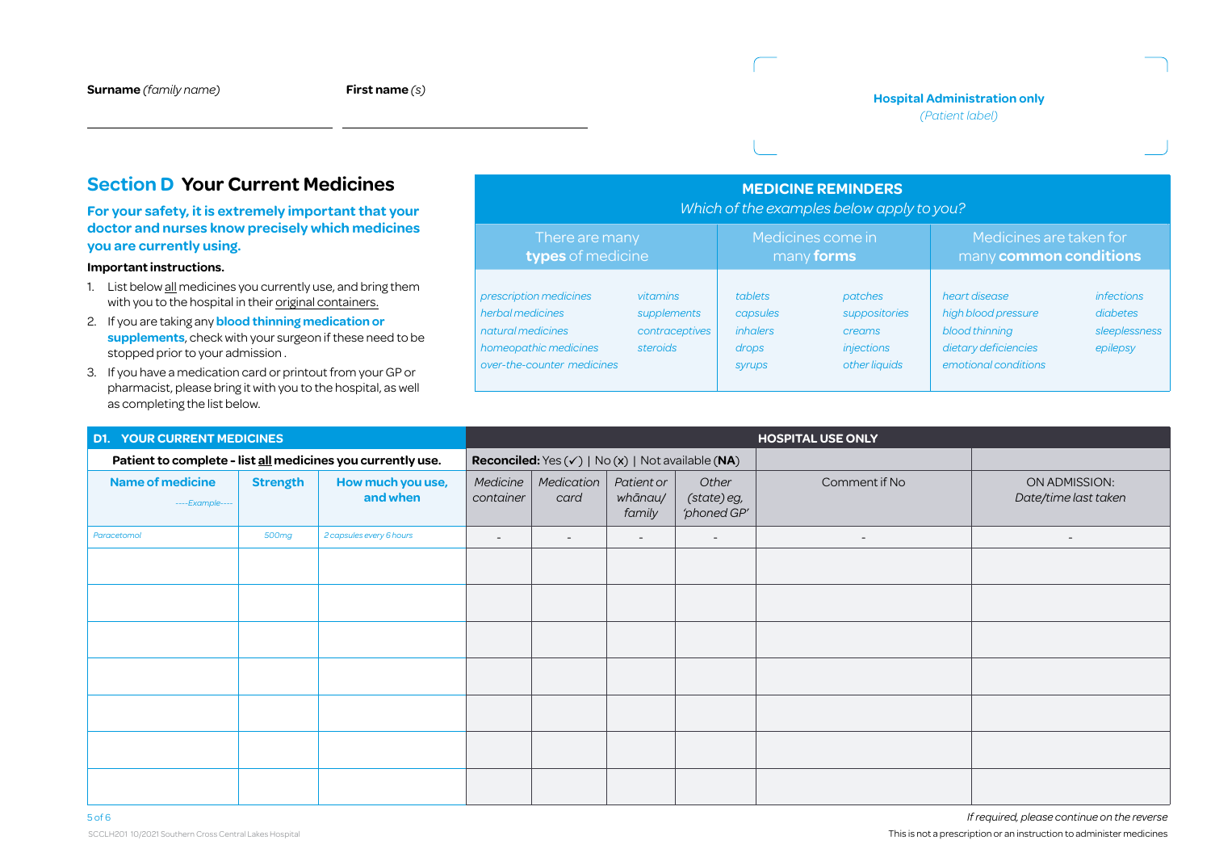**Surname** *(family name)* ____________________ **First name** *(s)* ____________________

**Hospital Administration only**
*(Patient label)*

## Section D Your Current Medicines

**For your safety, it is extremely important that your doctor and nurses know precisely which medicines you are currently using.**

**Important instructions.**

1. List below all medicines you currently use, and bring them with you to the hospital in their original containers.
2. If you are taking any **blood thinning medication or supplements**, check with your surgeon if these need to be stopped prior to your admission .
3. If you have a medication card or printout from your GP or pharmacist, please bring it with you to the hospital, as well as completing the list below.

**MEDICINE REMINDERS**
*Which of the examples below apply to you?*

| There are many **types** of medicine | | Medicines come in many **forms** | | Medicines are taken for many **common conditions** | |
|---|---|---|---|---|---|
| *prescription medicines* | *vitamins* | *tablets* | *patches* | *heart disease* | *infections* |
| *herbal medicines* | *supplements* | *capsules* | *suppositories* | *high blood pressure* | *diabetes* |
| *natural medicines* | *contraceptives* | *inhalers* | *creams* | *blood thinning* | *sleeplessness* |
| *homeopathic medicines* | *steroids* | *drops* | *injections* | *dietary deficiencies* | *epilepsy* |
| *over-the-counter medicines* | | *syrups* | *other liquids* | *emotional conditions* | |

| **D1. YOUR CURRENT MEDICINES** | | | **HOSPITAL USE ONLY** | | | | | |
|---|---|---|---|---|---|---|---|---|
| **Patient to complete - list all medicines you currently use.** | | | **Reconciled:** Yes (✓) \| No (x) \| Not available (**NA**) | | | | | |
| **Name of medicine** *----Example----* | **Strength** | **How much you use, and when** | *Medicine container* | *Medication card* | *Patient or whānau/ family* | *Other (state) eg, 'phoned GP'* | Comment if No | ON ADMISSION: *Date/time last taken* |
| *Paracetomol* | *500mg* | *2 capsules every 6 hours* | - | - | - | - | - | - |
| | | | | | | | | |
| | | | | | | | | |
| | | | | | | | | |
| | | | | | | | | |
| | | | | | | | | |
| | | | | | | | | |
| | | | | | | | | |

*If required, please continue on the reverse*

This is not a prescription or an instruction to administer medicines

SCCLH201 10/2021 Southern Cross Central Lakes Hospital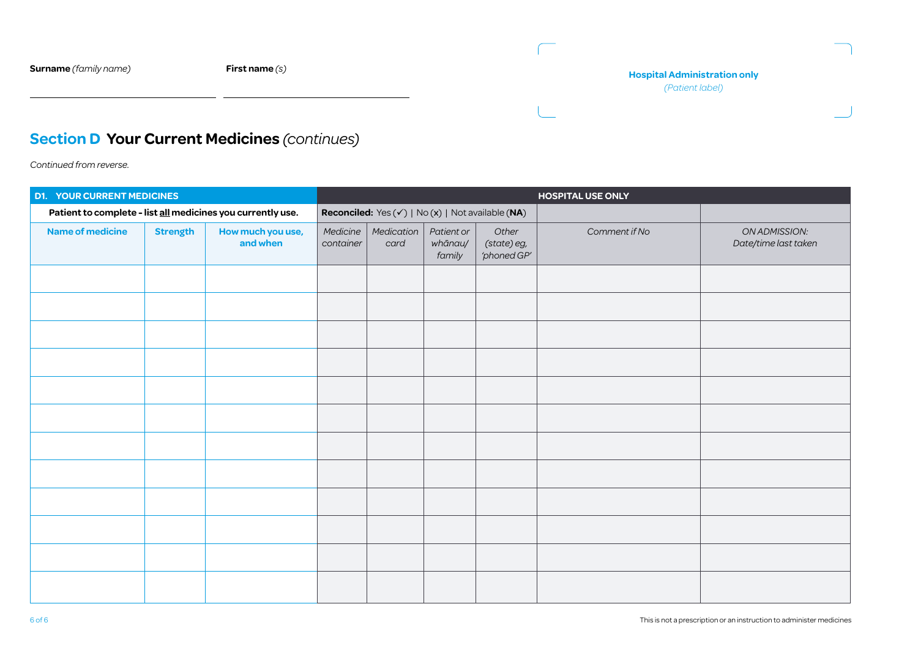**Surname** *(family name)* \_\_\_\_\_\_\_\_\_\_\_\_\_\_\_\_\_\_\_\_ **First name** *(s)* \_\_\_\_\_\_\_\_\_\_\_\_\_\_\_\_\_\_\_\_

**Hospital Administration only**
*(Patient label)*

## Section D Your Current Medicines *(continues)*

*Continued from reverse.*

| D1. YOUR CURRENT MEDICINES | | | HOSPITAL USE ONLY | | | | | |
|---|---|---|---|---|---|---|---|---|
| Patient to complete - list all medicines you currently use. | | | **Reconciled:** Yes (✓) \| No (**x**) \| Not available (**NA**) | | | | | |
| **Name of medicine** | **Strength** | **How much you use, and when** | *Medicine container* | *Medication card* | *Patient or whānau/ family* | *Other (state) eg, 'phoned GP'* | *Comment if No* | *ON ADMISSION: Date/time last taken* |
| | | | | | | | | |
| | | | | | | | | |
| | | | | | | | | |
| | | | | | | | | |
| | | | | | | | | |
| | | | | | | | | |
| | | | | | | | | |
| | | | | | | | | |
| | | | | | | | | |
| | | | | | | | | |
| | | | | | | | | |
| | | | | | | | | |

This is not a prescription or an instruction to administer medicines